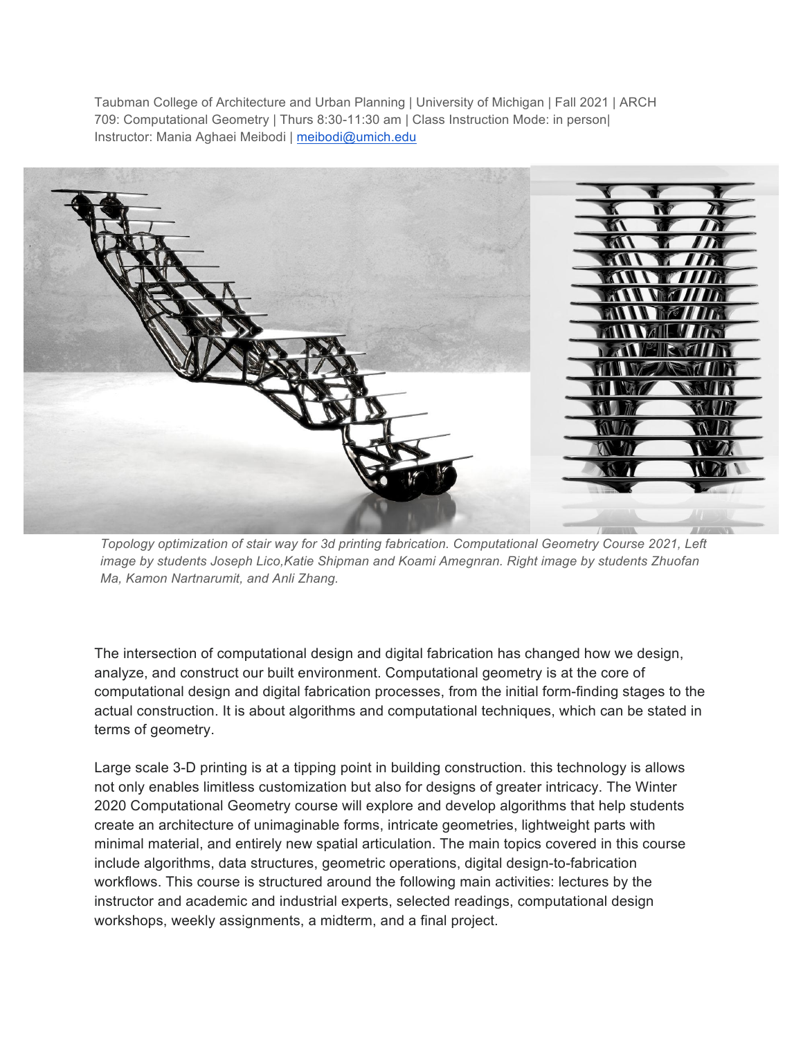Taubman College of Architecture and Urban Planning | University of Michigan | Fall 2021 | ARCH 709: Computational Geometry | Thurs 8:30-11:30 am | Class Instruction Mode: in person| Instructor: Mania Aghaei Meibodi | [meibodi@umich.edu](mailto:meibodi@umich.edu)

*Topology optimization of stair way for 3d printing fabrication. Computational Geometry Course 2021, Left image by students Joseph Lico,Katie Shipman and Koami Amegnran. Right image by students Zhuofan Ma, Kamon Nartnarumit, and Anli Zhang.*

The intersection of computational design and digital fabrication has changed how we design, analyze, and construct our built environment. Computational geometry is at the core of computational design and digital fabrication processes, from the initial form-finding stages to the actual construction. It is about algorithms and computational techniques, which can be stated in terms of geometry.

Large scale 3-D printing is at a tipping point in building construction. this technology is allows not only enables limitless customization but also for designs of greater intricacy. The Winter 2020 Computational Geometry course will explore and develop algorithms that help students create an architecture of unimaginable forms, intricate geometries, lightweight parts with minimal material, and entirely new spatial articulation. The main topics covered in this course include algorithms, data structures, geometric operations, digital design-to-fabrication workflows. This course is structured around the following main activities: lectures by the instructor and academic and industrial experts, selected readings, computational design workshops, weekly assignments, a midterm, and a final project.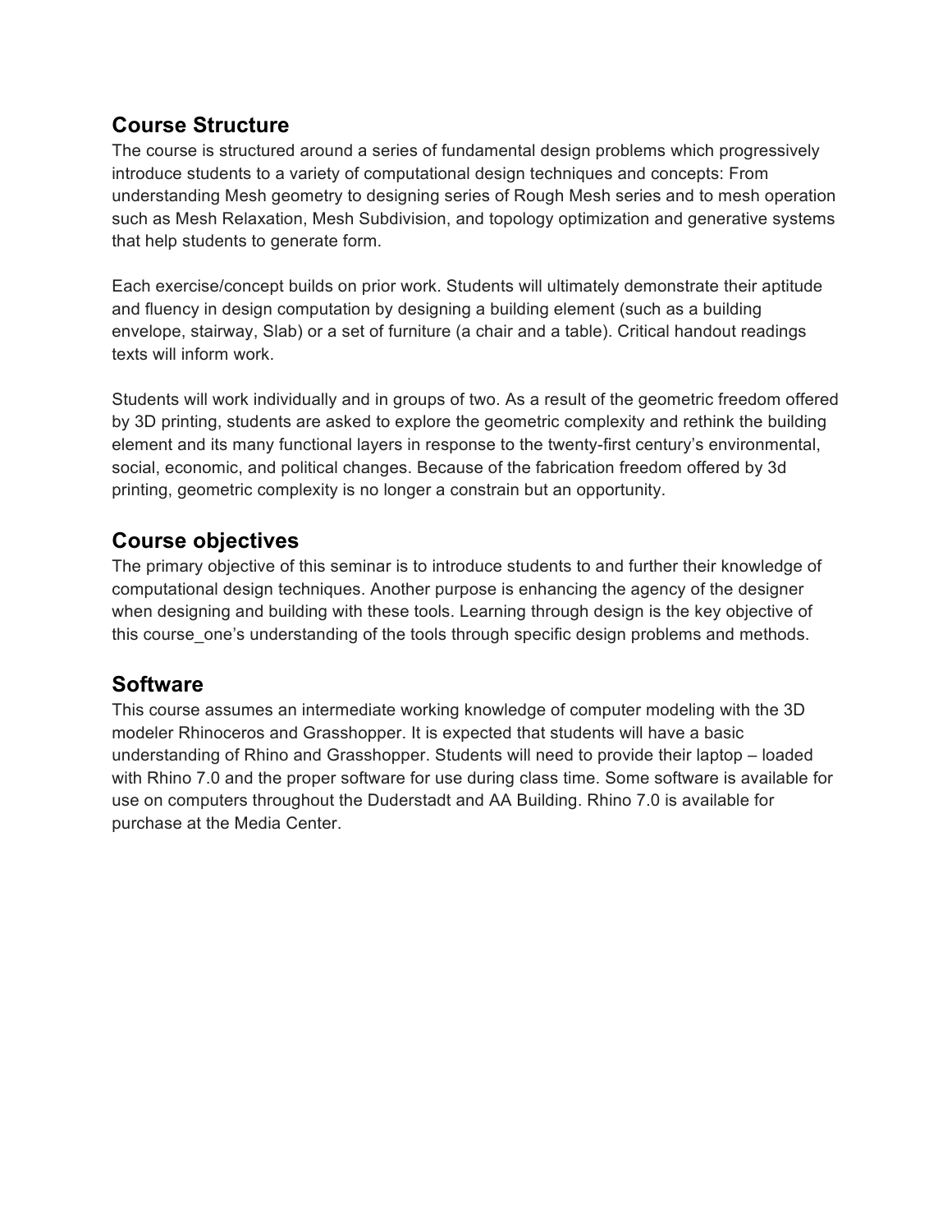## Course Structure

The course is structured around a series of fundamental design problems which progressively introduce students to a variety of computational design techniques and concepts: From understanding Mesh geometry to designing series of Rough Mesh series and to mesh operation such as Mesh Relaxation, Mesh Subdivision, and topology optimization and generative systems that help students to generate form.

Each exercise/concept builds on prior work. Students will ultimately demonstrate their aptitude and fluency in design computation by designing a building element (such as a building envelope, stairway, Slab) or a set of furniture (a chair and a table). Critical handout readings texts will inform work.

Students will work individually and in groups of two. As a result of the geometric freedom offered by 3D printing, students are asked to explore the geometric complexity and rethink the building element and its many functional layers in response to the twenty-first century's environmental, social, economic, and political changes. Because of the fabrication freedom offered by 3d printing, geometric complexity is no longer a constrain but an opportunity.

## Course objectives

The primary objective of this seminar is to introduce students to and further their knowledge of computational design techniques. Another purpose is enhancing the agency of the designer when designing and building with these tools. Learning through design is the key objective of this course_one's understanding of the tools through specific design problems and methods.

## Software

This course assumes an intermediate working knowledge of computer modeling with the 3D modeler Rhinoceros and Grasshopper. It is expected that students will have a basic understanding of Rhino and Grasshopper. Students will need to provide their laptop – loaded with Rhino 7.0 and the proper software for use during class time. Some software is available for use on computers throughout the Duderstadt and AA Building. Rhino 7.0 is available for purchase at the Media Center.